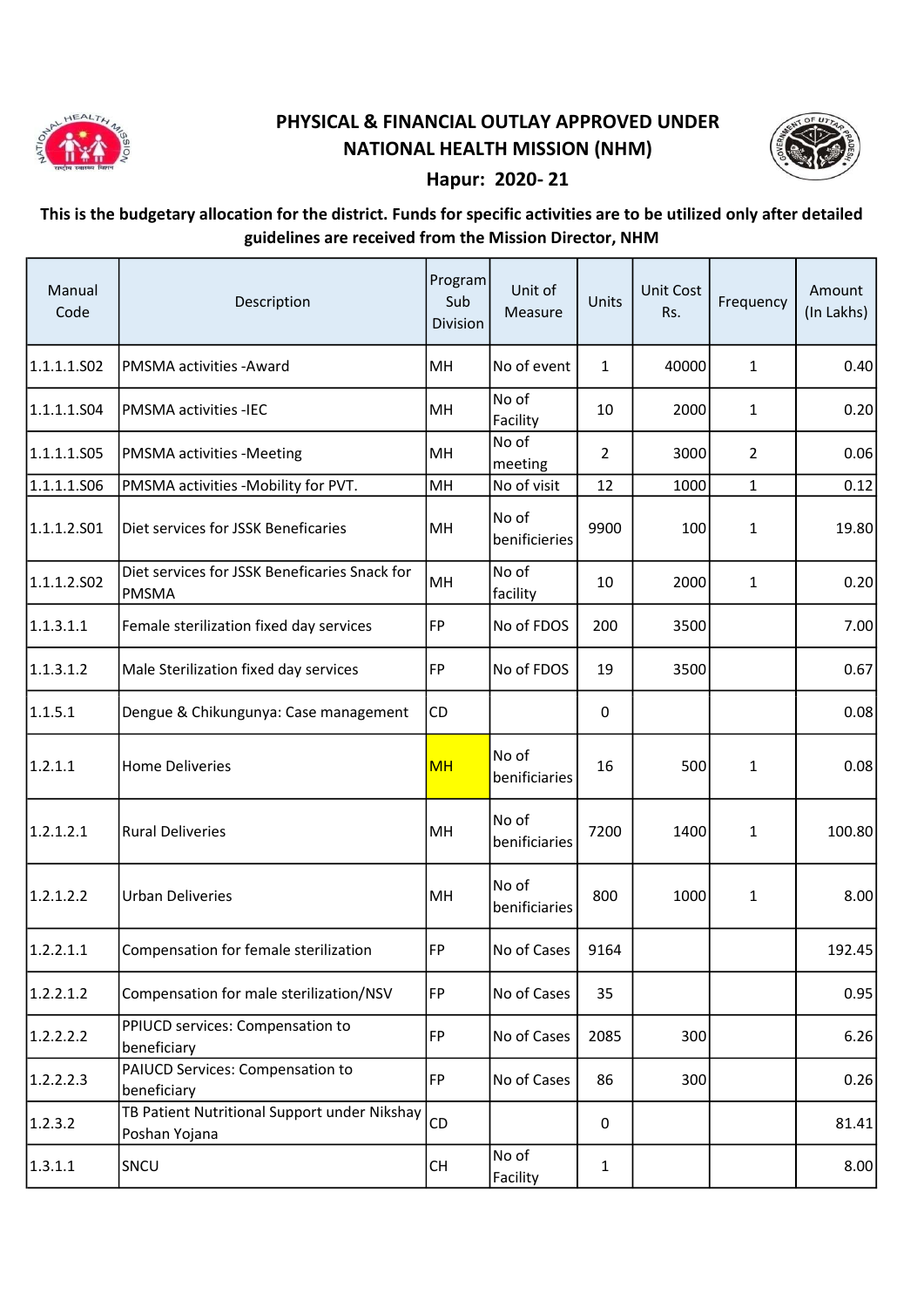# PHYSICAL & FINANCIAL OUTLAY APPROVED UNDER NATIONAL HEALTH MISSION (NHM)

## Hapur: 2020- 21

**This is the budgetary allocation for the district. Funds for specific activities are to be utilized only after detailed guidelines are received from the Mission Director, NHM**

| Manual Code | Description | Program Sub Division | Unit of Measure | Units | Unit Cost Rs. | Frequency | Amount (In Lakhs) |
|---|---|---|---|---|---|---|---|
| 1.1.1.1.S02 | PMSMA activities -Award | MH | No of event | 1 | 40000 | 1 | 0.40 |
| 1.1.1.1.S04 | PMSMA activities -IEC | MH | No of Facility | 10 | 2000 | 1 | 0.20 |
| 1.1.1.1.S05 | PMSMA activities -Meeting | MH | No of meeting | 2 | 3000 | 2 | 0.06 |
| 1.1.1.1.S06 | PMSMA activities -Mobility for PVT. | MH | No of visit | 12 | 1000 | 1 | 0.12 |
| 1.1.1.2.S01 | Diet services for JSSK Beneficaries | MH | No of benificieries | 9900 | 100 | 1 | 19.80 |
| 1.1.1.2.S02 | Diet services for JSSK Beneficaries Snack for PMSMA | MH | No of facility | 10 | 2000 | 1 | 0.20 |
| 1.1.3.1.1 | Female sterilization fixed day services | FP | No of FDOS | 200 | 3500 | | 7.00 |
| 1.1.3.1.2 | Male Sterilization fixed day services | FP | No of FDOS | 19 | 3500 | | 0.67 |
| 1.1.5.1 | Dengue & Chikungunya: Case management | CD | | 0 | | | 0.08 |
| 1.2.1.1 | Home Deliveries | MH | No of benificiaries | 16 | 500 | 1 | 0.08 |
| 1.2.1.2.1 | Rural Deliveries | MH | No of benificiaries | 7200 | 1400 | 1 | 100.80 |
| 1.2.1.2.2 | Urban Deliveries | MH | No of benificiaries | 800 | 1000 | 1 | 8.00 |
| 1.2.2.1.1 | Compensation for female sterilization | FP | No of Cases | 9164 | | | 192.45 |
| 1.2.2.1.2 | Compensation for male sterilization/NSV | FP | No of Cases | 35 | | | 0.95 |
| 1.2.2.2.2 | PPIUCD services: Compensation to beneficiary | FP | No of Cases | 2085 | 300 | | 6.26 |
| 1.2.2.2.3 | PAIUCD Services: Compensation to beneficiary | FP | No of Cases | 86 | 300 | | 0.26 |
| 1.2.3.2 | TB Patient Nutritional Support under Nikshay Poshan Yojana | CD | | 0 | | | 81.41 |
| 1.3.1.1 | SNCU | CH | No of Facility | 1 | | | 8.00 |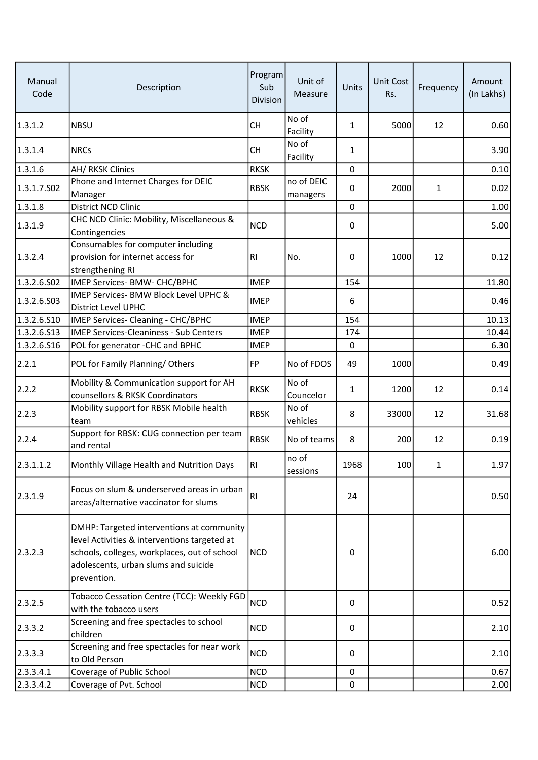| Manual Code | Description | Program Sub Division | Unit of Measure | Units | Unit Cost Rs. | Frequency | Amount (In Lakhs) |
|---|---|---|---|---|---|---|---|
| 1.3.1.2 | NBSU | CH | No of Facility | 1 | 5000 | 12 | 0.60 |
| 1.3.1.4 | NRCs | CH | No of Facility | 1 | | | 3.90 |
| 1.3.1.6 | AH/ RKSK Clinics | RKSK | | 0 | | | 0.10 |
| 1.3.1.7.S02 | Phone and Internet Charges for DEIC Manager | RBSK | no of DEIC managers | 0 | 2000 | 1 | 0.02 |
| 1.3.1.8 | District NCD Clinic | | | 0 | | | 1.00 |
| 1.3.1.9 | CHC NCD Clinic: Mobility, Miscellaneous & Contingencies | NCD | | 0 | | | 5.00 |
| 1.3.2.4 | Consumables for computer including provision for internet access for strengthening RI | RI | No. | 0 | 1000 | 12 | 0.12 |
| 1.3.2.6.S02 | IMEP Services- BMW- CHC/BPHC | IMEP | | 154 | | | 11.80 |
| 1.3.2.6.S03 | IMEP Services- BMW Block Level UPHC & District Level UPHC | IMEP | | 6 | | | 0.46 |
| 1.3.2.6.S10 | IMEP Services- Cleaning - CHC/BPHC | IMEP | | 154 | | | 10.13 |
| 1.3.2.6.S13 | IMEP Services-Cleaniness - Sub Centers | IMEP | | 174 | | | 10.44 |
| 1.3.2.6.S16 | POL for generator -CHC and BPHC | IMEP | | 0 | | | 6.30 |
| 2.2.1 | POL for Family Planning/ Others | FP | No of FDOS | 49 | 1000 | | 0.49 |
| 2.2.2 | Mobility & Communication support for AH counsellors & RKSK Coordinators | RKSK | No of Councelor | 1 | 1200 | 12 | 0.14 |
| 2.2.3 | Mobility support for RBSK Mobile health team | RBSK | No of vehicles | 8 | 33000 | 12 | 31.68 |
| 2.2.4 | Support for RBSK: CUG connection per team and rental | RBSK | No of teams | 8 | 200 | 12 | 0.19 |
| 2.3.1.1.2 | Monthly Village Health and Nutrition Days | RI | no of sessions | 1968 | 100 | 1 | 1.97 |
| 2.3.1.9 | Focus on slum & underserved areas in urban areas/alternative vaccinator for slums | RI | | 24 | | | 0.50 |
| 2.3.2.3 | DMHP: Targeted interventions at community level Activities & interventions targeted at schools, colleges, workplaces, out of school adolescents, urban slums and suicide prevention. | NCD | | 0 | | | 6.00 |
| 2.3.2.5 | Tobacco Cessation Centre (TCC): Weekly FGD with the tobacco users | NCD | | 0 | | | 0.52 |
| 2.3.3.2 | Screening and free spectacles to school children | NCD | | 0 | | | 2.10 |
| 2.3.3.3 | Screening and free spectacles for near work to Old Person | NCD | | 0 | | | 2.10 |
| 2.3.3.4.1 | Coverage of Public School | NCD | | 0 | | | 0.67 |
| 2.3.3.4.2 | Coverage of Pvt. School | NCD | | 0 | | | 2.00 |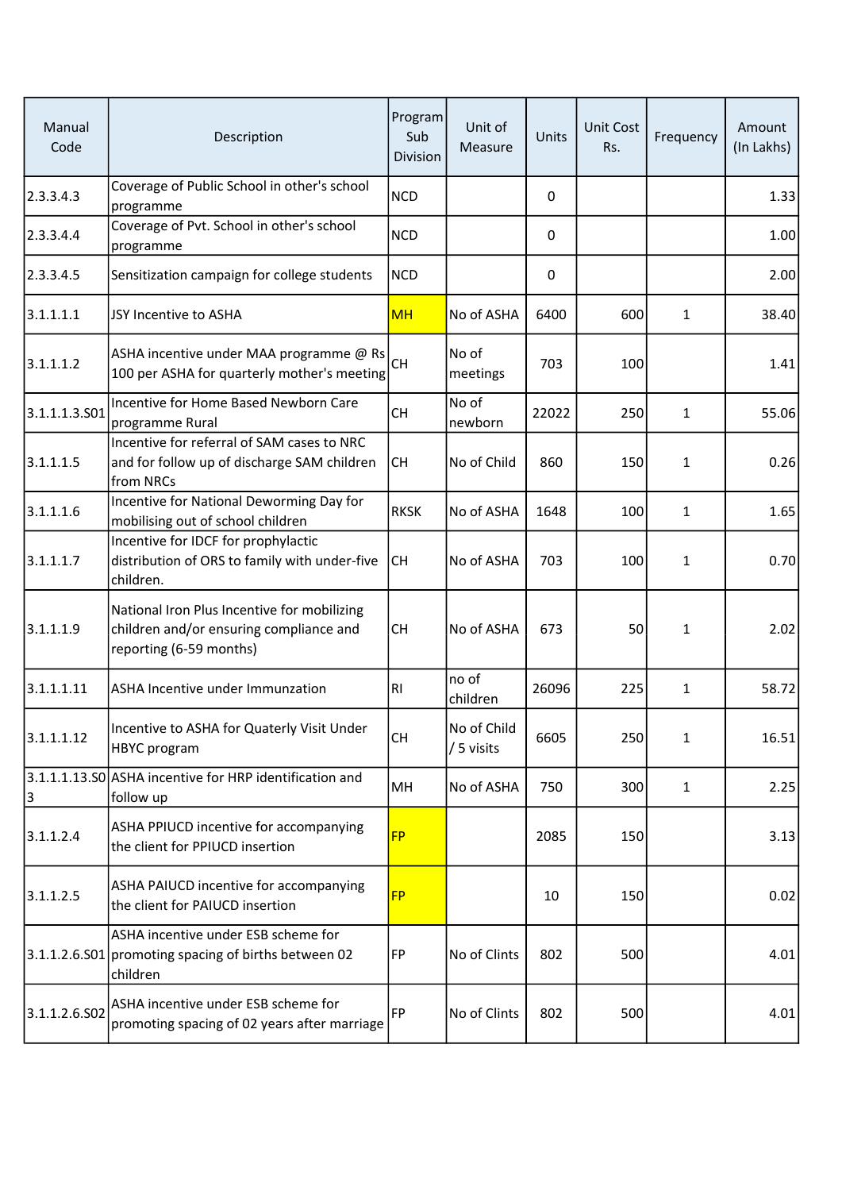| Manual Code | Description | Program Sub Division | Unit of Measure | Units | Unit Cost Rs. | Frequency | Amount (In Lakhs) |
|---|---|---|---|---|---|---|---|
| 2.3.3.4.3 | Coverage of Public School in other's school programme | NCD | | 0 | | | 1.33 |
| 2.3.3.4.4 | Coverage of Pvt. School in other's school programme | NCD | | 0 | | | 1.00 |
| 2.3.3.4.5 | Sensitization campaign for college students | NCD | | 0 | | | 2.00 |
| 3.1.1.1.1 | JSY Incentive to ASHA | MH | No of ASHA | 6400 | 600 | 1 | 38.40 |
| 3.1.1.1.2 | ASHA incentive under MAA programme @ Rs 100 per ASHA for quarterly mother's meeting | CH | No of meetings | 703 | 100 | | 1.41 |
| 3.1.1.1.3.S01 | Incentive for Home Based Newborn Care programme Rural | CH | No of newborn | 22022 | 250 | 1 | 55.06 |
| 3.1.1.1.5 | Incentive for referral of SAM cases to NRC and for follow up of discharge SAM children from NRCs | CH | No of Child | 860 | 150 | 1 | 0.26 |
| 3.1.1.1.6 | Incentive for National Deworming Day for mobilising out of school children | RKSK | No of ASHA | 1648 | 100 | 1 | 1.65 |
| 3.1.1.1.7 | Incentive for IDCF for prophylactic distribution of ORS to family with under-five children. | CH | No of ASHA | 703 | 100 | 1 | 0.70 |
| 3.1.1.1.9 | National Iron Plus Incentive for mobilizing children and/or ensuring compliance and reporting (6-59 months) | CH | No of ASHA | 673 | 50 | 1 | 2.02 |
| 3.1.1.1.11 | ASHA Incentive under Immunzation | RI | no of children | 26096 | 225 | 1 | 58.72 |
| 3.1.1.1.12 | Incentive to ASHA for Quaterly Visit Under HBYC program | CH | No of Child / 5 visits | 6605 | 250 | 1 | 16.51 |
| 3.1.1.1.13.S03 | ASHA incentive for HRP identification and follow up | MH | No of ASHA | 750 | 300 | 1 | 2.25 |
| 3.1.1.2.4 | ASHA PPIUCD incentive for accompanying the client for PPIUCD insertion | FP | | 2085 | 150 | | 3.13 |
| 3.1.1.2.5 | ASHA PAIUCD incentive for accompanying the client for PAIUCD insertion | FP | | 10 | 150 | | 0.02 |
| 3.1.1.2.6.S01 | ASHA incentive under ESB scheme for promoting spacing of births between 02 children | FP | No of Clints | 802 | 500 | | 4.01 |
| 3.1.1.2.6.S02 | ASHA incentive under ESB scheme for promoting spacing of 02 years after marriage | FP | No of Clints | 802 | 500 | | 4.01 |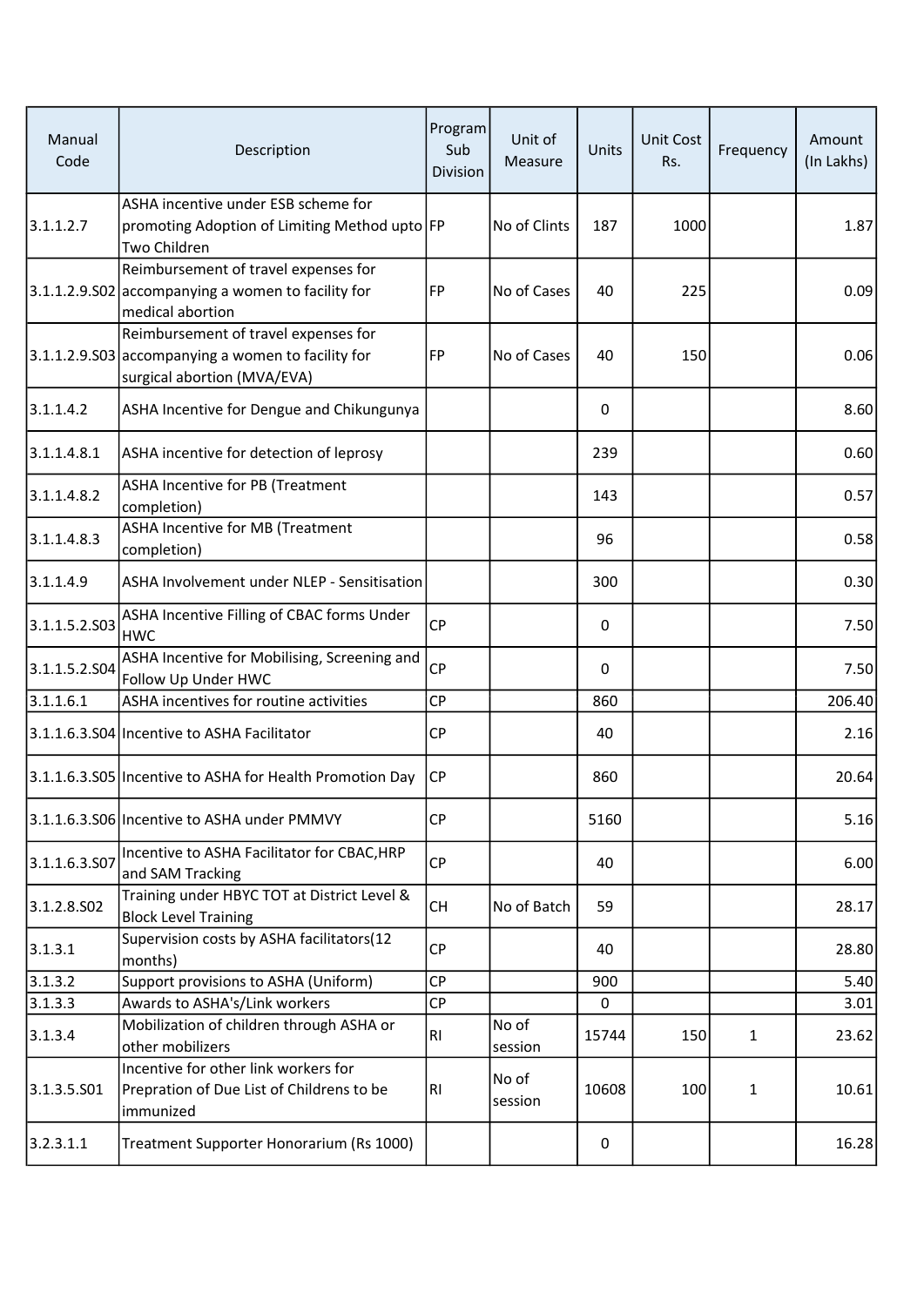| Manual Code | Description | Program Sub Division | Unit of Measure | Units | Unit Cost Rs. | Frequency | Amount (In Lakhs) |
|---|---|---|---|---|---|---|---|
| 3.1.1.2.7 | ASHA incentive under ESB scheme for promoting Adoption of Limiting Method upto Two Children | FP | No of Clints | 187 | 1000 | | 1.87 |
| 3.1.1.2.9.S02 | Reimbursement of travel expenses for accompanying a women to facility for medical abortion | FP | No of Cases | 40 | 225 | | 0.09 |
| 3.1.1.2.9.S03 | Reimbursement of travel expenses for accompanying a women to facility for surgical abortion (MVA/EVA) | FP | No of Cases | 40 | 150 | | 0.06 |
| 3.1.1.4.2 | ASHA Incentive for Dengue and Chikungunya | | | 0 | | | 8.60 |
| 3.1.1.4.8.1 | ASHA incentive for detection of leprosy | | | 239 | | | 0.60 |
| 3.1.1.4.8.2 | ASHA Incentive for PB (Treatment completion) | | | 143 | | | 0.57 |
| 3.1.1.4.8.3 | ASHA Incentive for MB (Treatment completion) | | | 96 | | | 0.58 |
| 3.1.1.4.9 | ASHA Involvement under NLEP - Sensitisation | | | 300 | | | 0.30 |
| 3.1.1.5.2.S03 | ASHA Incentive Filling of CBAC forms Under HWC | CP | | 0 | | | 7.50 |
| 3.1.1.5.2.S04 | ASHA Incentive for Mobilising, Screening and Follow Up Under HWC | CP | | 0 | | | 7.50 |
| 3.1.1.6.1 | ASHA incentives for routine activities | CP | | 860 | | | 206.40 |
| 3.1.1.6.3.S04 | Incentive to ASHA Facilitator | CP | | 40 | | | 2.16 |
| 3.1.1.6.3.S05 | Incentive to ASHA for Health Promotion Day | CP | | 860 | | | 20.64 |
| 3.1.1.6.3.S06 | Incentive to ASHA under PMMVY | CP | | 5160 | | | 5.16 |
| 3.1.1.6.3.S07 | Incentive to ASHA Facilitator for CBAC,HRP and SAM Tracking | CP | | 40 | | | 6.00 |
| 3.1.2.8.S02 | Training under HBYC TOT at District Level & Block Level Training | CH | No of Batch | 59 | | | 28.17 |
| 3.1.3.1 | Supervision costs by ASHA facilitators(12 months) | CP | | 40 | | | 28.80 |
| 3.1.3.2 | Support provisions to ASHA (Uniform) | CP | | 900 | | | 5.40 |
| 3.1.3.3 | Awards to ASHA's/Link workers | CP | | 0 | | | 3.01 |
| 3.1.3.4 | Mobilization of children through ASHA or other mobilizers | RI | No of session | 15744 | 150 | 1 | 23.62 |
| 3.1.3.5.S01 | Incentive for other link workers for Prepration of Due List of Childrens to be immunized | RI | No of session | 10608 | 100 | 1 | 10.61 |
| 3.2.3.1.1 | Treatment Supporter Honorarium (Rs 1000) | | | 0 | | | 16.28 |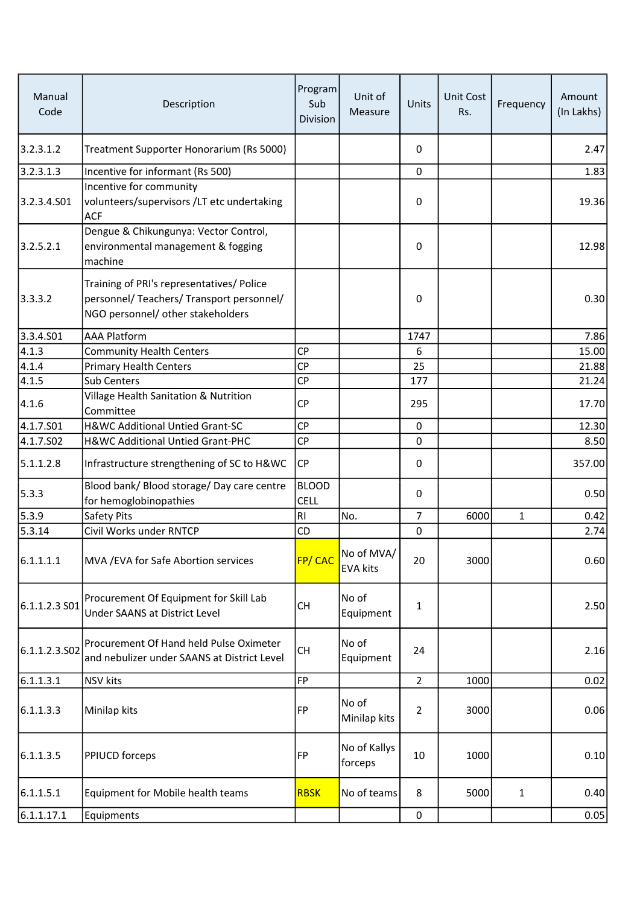| Manual Code | Description | Program Sub Division | Unit of Measure | Units | Unit Cost Rs. | Frequency | Amount (In Lakhs) |
|---|---|---|---|---|---|---|---|
| 3.2.3.1.2 | Treatment Supporter Honorarium (Rs 5000) | | | 0 | | | 2.47 |
| 3.2.3.1.3 | Incentive for informant (Rs 500) | | | 0 | | | 1.83 |
| 3.2.3.4.S01 | Incentive for community volunteers/supervisors /LT etc undertaking ACF | | | 0 | | | 19.36 |
| 3.2.5.2.1 | Dengue & Chikungunya: Vector Control, environmental management & fogging machine | | | 0 | | | 12.98 |
| 3.3.3.2 | Training of PRI's representatives/ Police personnel/ Teachers/ Transport personnel/ NGO personnel/ other stakeholders | | | 0 | | | 0.30 |
| 3.3.4.S01 | AAA Platform | | | 1747 | | | 7.86 |
| 4.1.3 | Community Health Centers | CP | | 6 | | | 15.00 |
| 4.1.4 | Primary Health Centers | CP | | 25 | | | 21.88 |
| 4.1.5 | Sub Centers | CP | | 177 | | | 21.24 |
| 4.1.6 | Village Health Sanitation & Nutrition Committee | CP | | 295 | | | 17.70 |
| 4.1.7.S01 | H&WC Additional Untied Grant-SC | CP | | 0 | | | 12.30 |
| 4.1.7.S02 | H&WC Additional Untied Grant-PHC | CP | | 0 | | | 8.50 |
| 5.1.1.2.8 | Infrastructure strengthening of SC to H&WC | CP | | 0 | | | 357.00 |
| 5.3.3 | Blood bank/ Blood storage/ Day care centre for hemoglobinopathies | BLOOD CELL | | 0 | | | 0.50 |
| 5.3.9 | Safety Pits | RI | No. | 7 | 6000 | 1 | 0.42 |
| 5.3.14 | Civil Works under RNTCP | CD | | 0 | | | 2.74 |
| 6.1.1.1.1 | MVA /EVA for Safe Abortion services | FP/ CAC | No of MVA/ EVA kits | 20 | 3000 | | 0.60 |
| 6.1.1.2.3 S01 | Procurement Of Equipment for Skill Lab Under SAANS at District Level | CH | No of Equipment | 1 | | | 2.50 |
| 6.1.1.2.3.S02 | Procurement Of Hand held Pulse Oximeter and nebulizer under SAANS at District Level | CH | No of Equipment | 24 | | | 2.16 |
| 6.1.1.3.1 | NSV kits | FP | | 2 | 1000 | | 0.02 |
| 6.1.1.3.3 | Minilap kits | FP | No of Minilap kits | 2 | 3000 | | 0.06 |
| 6.1.1.3.5 | PPIUCD forceps | FP | No of Kallys forceps | 10 | 1000 | | 0.10 |
| 6.1.1.5.1 | Equipment for Mobile health teams | RBSK | No of teams | 8 | 5000 | 1 | 0.40 |
| 6.1.1.17.1 | Equipments | | | 0 | | | 0.05 |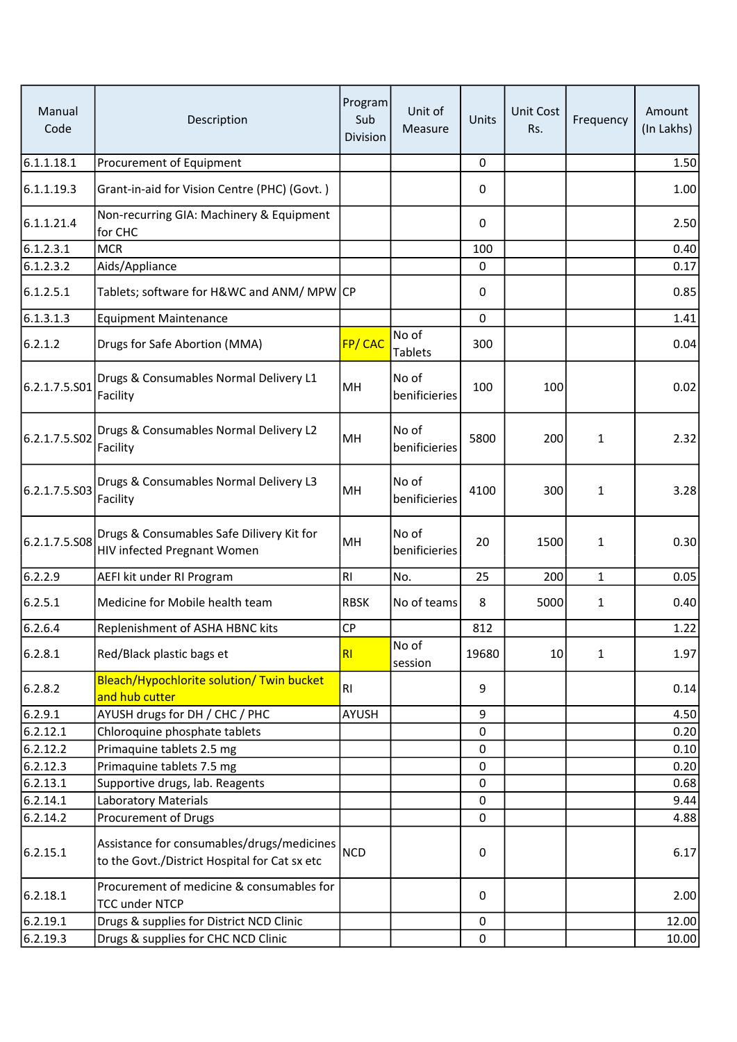| Manual Code | Description | Program Sub Division | Unit of Measure | Units | Unit Cost Rs. | Frequency | Amount (In Lakhs) |
|---|---|---|---|---|---|---|---|
| 6.1.1.18.1 | Procurement of Equipment | | | 0 | | | 1.50 |
| 6.1.1.19.3 | Grant-in-aid for Vision Centre (PHC) (Govt. ) | | | 0 | | | 1.00 |
| 6.1.1.21.4 | Non-recurring GIA: Machinery & Equipment for CHC | | | 0 | | | 2.50 |
| 6.1.2.3.1 | MCR | | | 100 | | | 0.40 |
| 6.1.2.3.2 | Aids/Appliance | | | 0 | | | 0.17 |
| 6.1.2.5.1 | Tablets; software for H&WC and ANM/ MPW | CP | | 0 | | | 0.85 |
| 6.1.3.1.3 | Equipment Maintenance | | | 0 | | | 1.41 |
| 6.2.1.2 | Drugs for Safe Abortion (MMA) | FP/ CAC | No of Tablets | 300 | | | 0.04 |
| 6.2.1.7.5.S01 | Drugs & Consumables Normal Delivery L1 Facility | MH | No of benificieries | 100 | 100 | | 0.02 |
| 6.2.1.7.5.S02 | Drugs & Consumables Normal Delivery L2 Facility | MH | No of benificieries | 5800 | 200 | 1 | 2.32 |
| 6.2.1.7.5.S03 | Drugs & Consumables Normal Delivery L3 Facility | MH | No of benificieries | 4100 | 300 | 1 | 3.28 |
| 6.2.1.7.5.S08 | Drugs & Consumables Safe Dilivery Kit for HIV infected Pregnant Women | MH | No of benificieries | 20 | 1500 | 1 | 0.30 |
| 6.2.2.9 | AEFI kit under RI Program | RI | No. | 25 | 200 | 1 | 0.05 |
| 6.2.5.1 | Medicine for Mobile health team | RBSK | No of teams | 8 | 5000 | 1 | 0.40 |
| 6.2.6.4 | Replenishment of ASHA HBNC kits | CP | | 812 | | | 1.22 |
| 6.2.8.1 | Red/Black plastic bags et | RI | No of session | 19680 | 10 | 1 | 1.97 |
| 6.2.8.2 | Bleach/Hypochlorite solution/ Twin bucket and hub cutter | RI | | 9 | | | 0.14 |
| 6.2.9.1 | AYUSH drugs for DH / CHC / PHC | AYUSH | | 9 | | | 4.50 |
| 6.2.12.1 | Chloroquine phosphate tablets | | | 0 | | | 0.20 |
| 6.2.12.2 | Primaquine tablets 2.5 mg | | | 0 | | | 0.10 |
| 6.2.12.3 | Primaquine tablets 7.5 mg | | | 0 | | | 0.20 |
| 6.2.13.1 | Supportive drugs, lab. Reagents | | | 0 | | | 0.68 |
| 6.2.14.1 | Laboratory Materials | | | 0 | | | 9.44 |
| 6.2.14.2 | Procurement of Drugs | | | 0 | | | 4.88 |
| 6.2.15.1 | Assistance for consumables/drugs/medicines to the Govt./District Hospital for Cat sx etc | NCD | | 0 | | | 6.17 |
| 6.2.18.1 | Procurement of medicine & consumables for TCC under NTCP | | | 0 | | | 2.00 |
| 6.2.19.1 | Drugs & supplies for District NCD Clinic | | | 0 | | | 12.00 |
| 6.2.19.3 | Drugs & supplies for CHC NCD Clinic | | | 0 | | | 10.00 |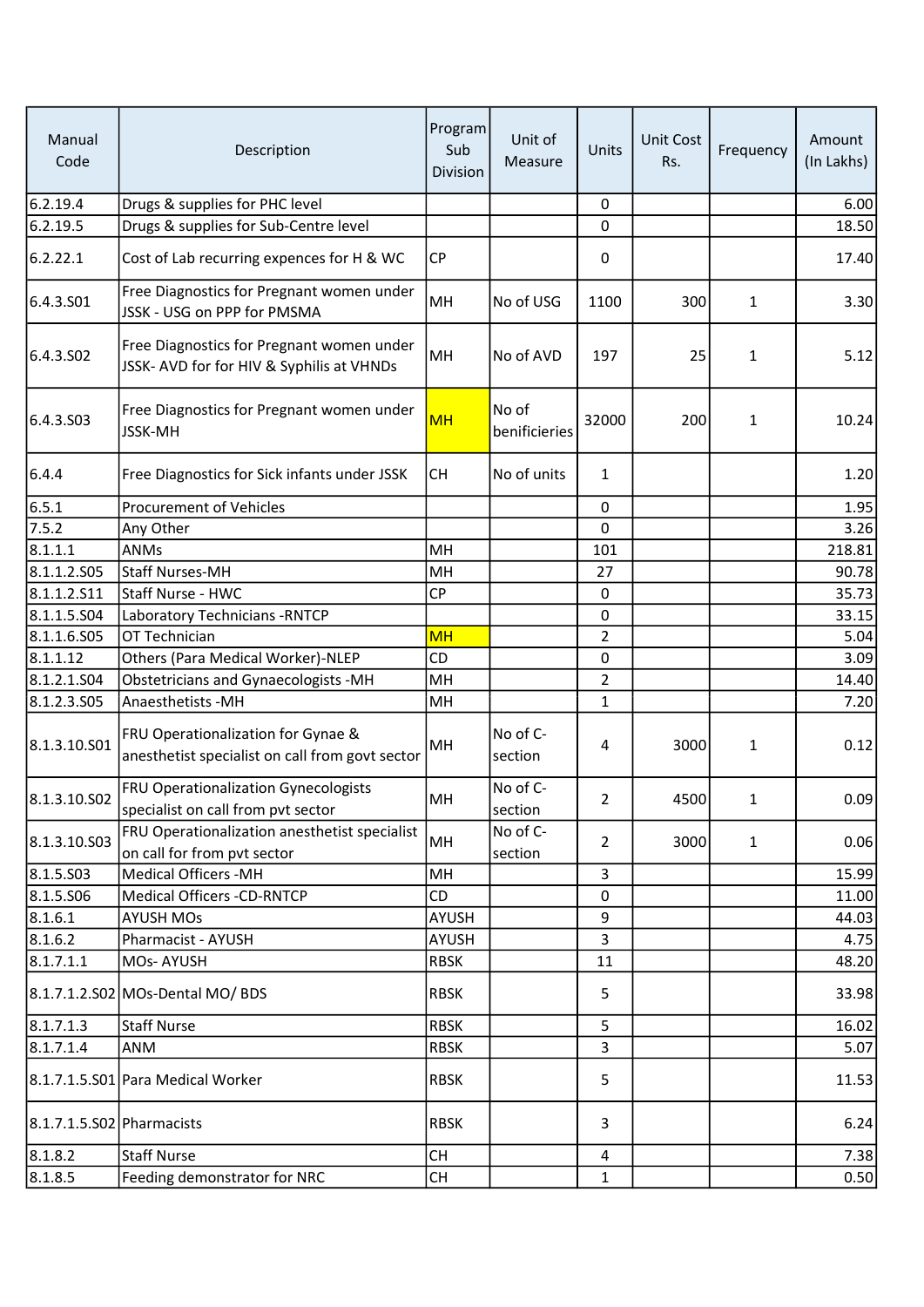| Manual Code | Description | Program Sub Division | Unit of Measure | Units | Unit Cost Rs. | Frequency | Amount (In Lakhs) |
|---|---|---|---|---|---|---|---|
| 6.2.19.4 | Drugs & supplies for PHC level | | | 0 | | | 6.00 |
| 6.2.19.5 | Drugs & supplies for Sub-Centre level | | | 0 | | | 18.50 |
| 6.2.22.1 | Cost of Lab recurring expences for H & WC | CP | | 0 | | | 17.40 |
| 6.4.3.S01 | Free Diagnostics for Pregnant women under JSSK - USG on PPP for PMSMA | MH | No of USG | 1100 | 300 | 1 | 3.30 |
| 6.4.3.S02 | Free Diagnostics for Pregnant women under JSSK- AVD for for HIV & Syphilis at VHNDs | MH | No of AVD | 197 | 25 | 1 | 5.12 |
| 6.4.3.S03 | Free Diagnostics for Pregnant women under JSSK-MH | MH | No of benificieries | 32000 | 200 | 1 | 10.24 |
| 6.4.4 | Free Diagnostics for Sick infants under JSSK | CH | No of units | 1 | | | 1.20 |
| 6.5.1 | Procurement of Vehicles | | | 0 | | | 1.95 |
| 7.5.2 | Any Other | | | 0 | | | 3.26 |
| 8.1.1.1 | ANMs | MH | | 101 | | | 218.81 |
| 8.1.1.2.S05 | Staff Nurses-MH | MH | | 27 | | | 90.78 |
| 8.1.1.2.S11 | Staff Nurse - HWC | CP | | 0 | | | 35.73 |
| 8.1.1.5.S04 | Laboratory Technicians -RNTCP | | | 0 | | | 33.15 |
| 8.1.1.6.S05 | OT Technician | MH | | 2 | | | 5.04 |
| 8.1.1.12 | Others (Para Medical Worker)-NLEP | CD | | 0 | | | 3.09 |
| 8.1.2.1.S04 | Obstetricians and Gynaecologists -MH | MH | | 2 | | | 14.40 |
| 8.1.2.3.S05 | Anaesthetists -MH | MH | | 1 | | | 7.20 |
| 8.1.3.10.S01 | FRU Operationalization for Gynae & anesthetist specialist on call from govt sector | MH | No of C-section | 4 | 3000 | 1 | 0.12 |
| 8.1.3.10.S02 | FRU Operationalization Gynecologists specialist on call from pvt sector | MH | No of C-section | 2 | 4500 | 1 | 0.09 |
| 8.1.3.10.S03 | FRU Operationalization anesthetist specialist on call for from pvt sector | MH | No of C-section | 2 | 3000 | 1 | 0.06 |
| 8.1.5.S03 | Medical Officers -MH | MH | | 3 | | | 15.99 |
| 8.1.5.S06 | Medical Officers -CD-RNTCP | CD | | 0 | | | 11.00 |
| 8.1.6.1 | AYUSH MOs | AYUSH | | 9 | | | 44.03 |
| 8.1.6.2 | Pharmacist - AYUSH | AYUSH | | 3 | | | 4.75 |
| 8.1.7.1.1 | MOs- AYUSH | RBSK | | 11 | | | 48.20 |
| 8.1.7.1.2.S02 | MOs-Dental MO/ BDS | RBSK | | 5 | | | 33.98 |
| 8.1.7.1.3 | Staff Nurse | RBSK | | 5 | | | 16.02 |
| 8.1.7.1.4 | ANM | RBSK | | 3 | | | 5.07 |
| 8.1.7.1.5.S01 | Para Medical Worker | RBSK | | 5 | | | 11.53 |
| 8.1.7.1.5.S02 | Pharmacists | RBSK | | 3 | | | 6.24 |
| 8.1.8.2 | Staff Nurse | CH | | 4 | | | 7.38 |
| 8.1.8.5 | Feeding demonstrator for NRC | CH | | 1 | | | 0.50 |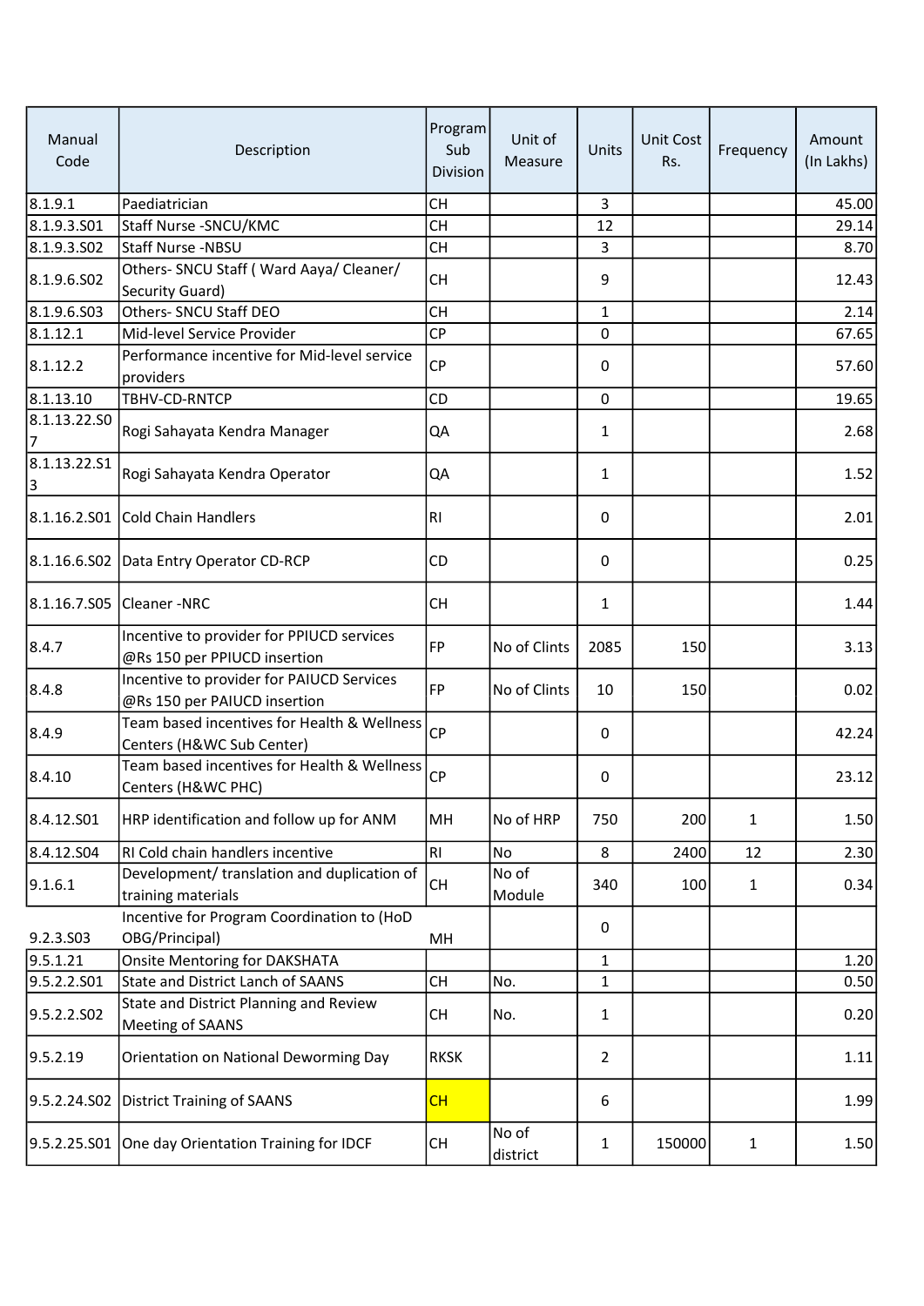| Manual Code | Description | Program Sub Division | Unit of Measure | Units | Unit Cost Rs. | Frequency | Amount (In Lakhs) |
|---|---|---|---|---|---|---|---|
| 8.1.9.1 | Paediatrician | CH | | 3 | | | 45.00 |
| 8.1.9.3.S01 | Staff Nurse -SNCU/KMC | CH | | 12 | | | 29.14 |
| 8.1.9.3.S02 | Staff Nurse -NBSU | CH | | 3 | | | 8.70 |
| 8.1.9.6.S02 | Others- SNCU Staff ( Ward Aaya/ Cleaner/ Security Guard) | CH | | 9 | | | 12.43 |
| 8.1.9.6.S03 | Others- SNCU Staff DEO | CH | | 1 | | | 2.14 |
| 8.1.12.1 | Mid-level Service Provider | CP | | 0 | | | 67.65 |
| 8.1.12.2 | Performance incentive for Mid-level service providers | CP | | 0 | | | 57.60 |
| 8.1.13.10 | TBHV-CD-RNTCP | CD | | 0 | | | 19.65 |
| 8.1.13.22.S07 | Rogi Sahayata Kendra Manager | QA | | 1 | | | 2.68 |
| 8.1.13.22.S13 | Rogi Sahayata Kendra Operator | QA | | 1 | | | 1.52 |
| 8.1.16.2.S01 | Cold Chain Handlers | RI | | 0 | | | 2.01 |
| 8.1.16.6.S02 | Data Entry Operator CD-RCP | CD | | 0 | | | 0.25 |
| 8.1.16.7.S05 | Cleaner -NRC | CH | | 1 | | | 1.44 |
| 8.4.7 | Incentive to provider for PPIUCD services @Rs 150 per PPIUCD insertion | FP | No of Clints | 2085 | 150 | | 3.13 |
| 8.4.8 | Incentive to provider for PAIUCD Services @Rs 150 per PAIUCD insertion | FP | No of Clints | 10 | 150 | | 0.02 |
| 8.4.9 | Team based incentives for Health & Wellness Centers (H&WC Sub Center) | CP | | 0 | | | 42.24 |
| 8.4.10 | Team based incentives for Health & Wellness Centers (H&WC PHC) | CP | | 0 | | | 23.12 |
| 8.4.12.S01 | HRP identification and follow up for ANM | MH | No of HRP | 750 | 200 | 1 | 1.50 |
| 8.4.12.S04 | RI Cold chain handlers incentive | RI | No | 8 | 2400 | 12 | 2.30 |
| 9.1.6.1 | Development/ translation and duplication of training materials | CH | No of Module | 340 | 100 | 1 | 0.34 |
| 9.2.3.S03 | Incentive for Program Coordination to (HoD OBG/Principal) | MH | | 0 | | | |
| 9.5.1.21 | Onsite Mentoring for DAKSHATA | | | 1 | | | 1.20 |
| 9.5.2.2.S01 | State and District Lanch of SAANS | CH | No. | 1 | | | 0.50 |
| 9.5.2.2.S02 | State and District Planning and Review Meeting of SAANS | CH | No. | 1 | | | 0.20 |
| 9.5.2.19 | Orientation on National Deworming Day | RKSK | | 2 | | | 1.11 |
| 9.5.2.24.S02 | District Training of SAANS | CH | | 6 | | | 1.99 |
| 9.5.2.25.S01 | One day Orientation Training for IDCF | CH | No of district | 1 | 150000 | 1 | 1.50 |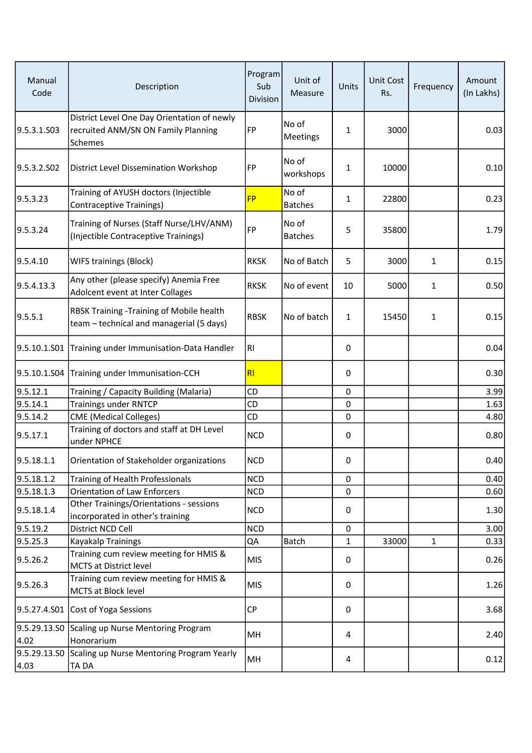| Manual Code | Description | Program Sub Division | Unit of Measure | Units | Unit Cost Rs. | Frequency | Amount (In Lakhs) |
|---|---|---|---|---|---|---|---|
| 9.5.3.1.S03 | District Level One Day Orientation of newly recruited ANM/SN ON Family Planning Schemes | FP | No of Meetings | 1 | 3000 | | 0.03 |
| 9.5.3.2.S02 | District Level Dissemination Workshop | FP | No of workshops | 1 | 10000 | | 0.10 |
| 9.5.3.23 | Training of AYUSH doctors (Injectible Contraceptive Trainings) | FP | No of Batches | 1 | 22800 | | 0.23 |
| 9.5.3.24 | Training of Nurses (Staff Nurse/LHV/ANM) (Injectible Contraceptive Trainings) | FP | No of Batches | 5 | 35800 | | 1.79 |
| 9.5.4.10 | WIFS trainings (Block) | RKSK | No of Batch | 5 | 3000 | 1 | 0.15 |
| 9.5.4.13.3 | Any other (please specify) Anemia Free Adolcent event at Inter Collages | RKSK | No of event | 10 | 5000 | 1 | 0.50 |
| 9.5.5.1 | RBSK Training -Training of Mobile health team – technical and managerial (5 days) | RBSK | No of batch | 1 | 15450 | 1 | 0.15 |
| 9.5.10.1.S01 | Training under Immunisation-Data Handler | RI | | 0 | | | 0.04 |
| 9.5.10.1.S04 | Training under Immunisation-CCH | RI | | 0 | | | 0.30 |
| 9.5.12.1 | Training / Capacity Building (Malaria) | CD | | 0 | | | 3.99 |
| 9.5.14.1 | Trainings under RNTCP | CD | | 0 | | | 1.63 |
| 9.5.14.2 | CME (Medical Colleges) | CD | | 0 | | | 4.80 |
| 9.5.17.1 | Training of doctors and staff at DH Level under NPHCE | NCD | | 0 | | | 0.80 |
| 9.5.18.1.1 | Orientation of Stakeholder organizations | NCD | | 0 | | | 0.40 |
| 9.5.18.1.2 | Training of Health Professionals | NCD | | 0 | | | 0.40 |
| 9.5.18.1.3 | Orientation of Law Enforcers | NCD | | 0 | | | 0.60 |
| 9.5.18.1.4 | Other Trainings/Orientations - sessions incorporated in other's training | NCD | | 0 | | | 1.30 |
| 9.5.19.2 | District NCD Cell | NCD | | 0 | | | 3.00 |
| 9.5.25.3 | Kayakalp Trainings | QA | Batch | 1 | 33000 | 1 | 0.33 |
| 9.5.26.2 | Training cum review meeting for HMIS & MCTS at District level | MIS | | 0 | | | 0.26 |
| 9.5.26.3 | Training cum review meeting for HMIS & MCTS at Block level | MIS | | 0 | | | 1.26 |
| 9.5.27.4.S01 | Cost of Yoga Sessions | CP | | 0 | | | 3.68 |
| 9.5.29.13.S04.02 | Scaling up Nurse Mentoring Program Honorarium | MH | | 4 | | | 2.40 |
| 9.5.29.13.S04.03 | Scaling up Nurse Mentoring Program Yearly TA DA | MH | | 4 | | | 0.12 |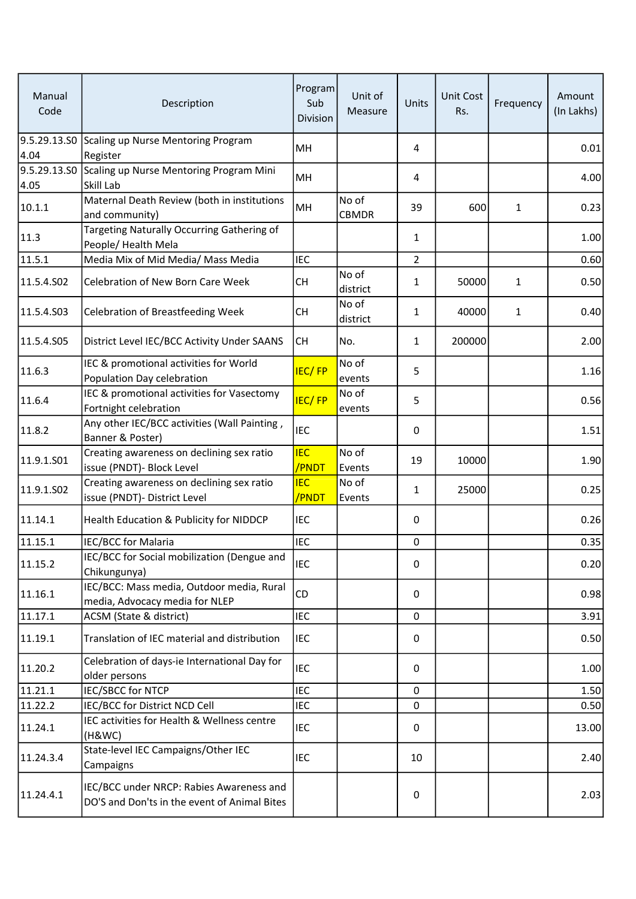| Manual Code | Description | Program Sub Division | Unit of Measure | Units | Unit Cost Rs. | Frequency | Amount (In Lakhs) |
|---|---|---|---|---|---|---|---|
| 9.5.29.13.S04.04 | Scaling up Nurse Mentoring Program Register | MH | | 4 | | | 0.01 |
| 9.5.29.13.S04.05 | Scaling up Nurse Mentoring Program Mini Skill Lab | MH | | 4 | | | 4.00 |
| 10.1.1 | Maternal Death Review (both in institutions and community) | MH | No of CBMDR | 39 | 600 | 1 | 0.23 |
| 11.3 | Targeting Naturally Occurring Gathering of People/ Health Mela | | | 1 | | | 1.00 |
| 11.5.1 | Media Mix of Mid Media/ Mass Media | IEC | | 2 | | | 0.60 |
| 11.5.4.S02 | Celebration of New Born Care Week | CH | No of district | 1 | 50000 | 1 | 0.50 |
| 11.5.4.S03 | Celebration of Breastfeeding Week | CH | No of district | 1 | 40000 | 1 | 0.40 |
| 11.5.4.S05 | District Level IEC/BCC Activity Under SAANS | CH | No. | 1 | 200000 | | 2.00 |
| 11.6.3 | IEC & promotional activities for World Population Day celebration | IEC/ FP | No of events | 5 | | | 1.16 |
| 11.6.4 | IEC & promotional activities for Vasectomy Fortnight celebration | IEC/ FP | No of events | 5 | | | 0.56 |
| 11.8.2 | Any other IEC/BCC activities (Wall Painting , Banner & Poster) | IEC | | 0 | | | 1.51 |
| 11.9.1.S01 | Creating awareness on declining sex ratio issue (PNDT)- Block Level | IEC /PNDT | No of Events | 19 | 10000 | | 1.90 |
| 11.9.1.S02 | Creating awareness on declining sex ratio issue (PNDT)- District Level | IEC /PNDT | No of Events | 1 | 25000 | | 0.25 |
| 11.14.1 | Health Education & Publicity for NIDDCP | IEC | | 0 | | | 0.26 |
| 11.15.1 | IEC/BCC for Malaria | IEC | | 0 | | | 0.35 |
| 11.15.2 | IEC/BCC for Social mobilization (Dengue and Chikungunya) | IEC | | 0 | | | 0.20 |
| 11.16.1 | IEC/BCC: Mass media, Outdoor media, Rural media, Advocacy media for NLEP | CD | | 0 | | | 0.98 |
| 11.17.1 | ACSM (State & district) | IEC | | 0 | | | 3.91 |
| 11.19.1 | Translation of IEC material and distribution | IEC | | 0 | | | 0.50 |
| 11.20.2 | Celebration of days-ie International Day for older persons | IEC | | 0 | | | 1.00 |
| 11.21.1 | IEC/SBCC for NTCP | IEC | | 0 | | | 1.50 |
| 11.22.2 | IEC/BCC for District NCD Cell | IEC | | 0 | | | 0.50 |
| 11.24.1 | IEC activities for Health & Wellness centre (H&WC) | IEC | | 0 | | | 13.00 |
| 11.24.3.4 | State-level IEC Campaigns/Other IEC Campaigns | IEC | | 10 | | | 2.40 |
| 11.24.4.1 | IEC/BCC under NRCP: Rabies Awareness and DO'S and Don'ts in the event of Animal Bites | | | 0 | | | 2.03 |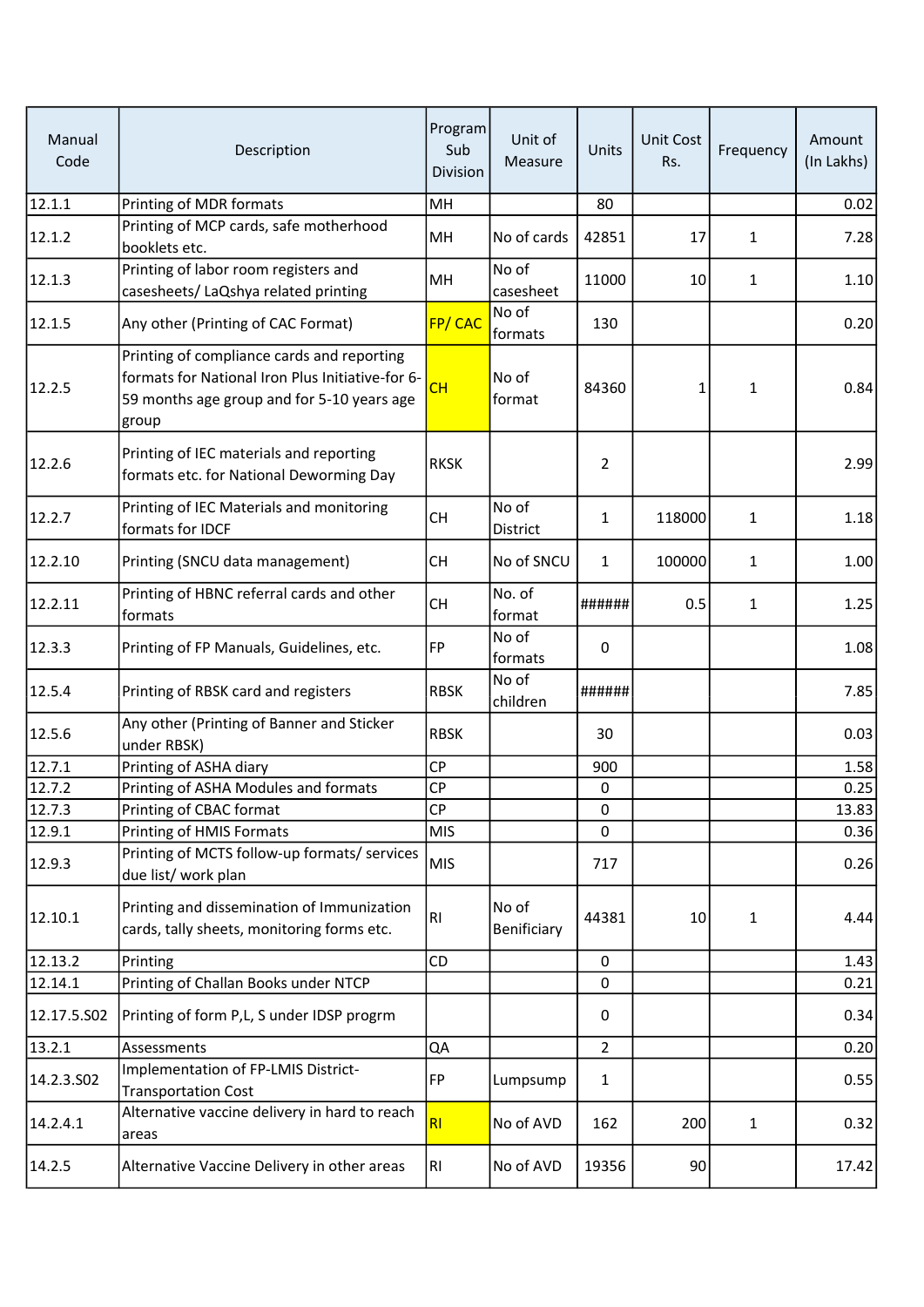| Manual Code | Description | Program Sub Division | Unit of Measure | Units | Unit Cost Rs. | Frequency | Amount (In Lakhs) |
|---|---|---|---|---|---|---|---|
| 12.1.1 | Printing of MDR formats | MH | | 80 | | | 0.02 |
| 12.1.2 | Printing of MCP cards, safe motherhood booklets etc. | MH | No of cards | 42851 | 17 | 1 | 7.28 |
| 12.1.3 | Printing of labor room registers and casesheets/ LaQshya related printing | MH | No of casesheet | 11000 | 10 | 1 | 1.10 |
| 12.1.5 | Any other (Printing of CAC Format) | FP/ CAC | No of formats | 130 | | | 0.20 |
| 12.2.5 | Printing of compliance cards and reporting formats for National Iron Plus Initiative-for 6-59 months age group and for 5-10 years age group | CH | No of format | 84360 | 1 | 1 | 0.84 |
| 12.2.6 | Printing of IEC materials and reporting formats etc. for National Deworming Day | RKSK | | 2 | | | 2.99 |
| 12.2.7 | Printing of IEC Materials and monitoring formats for IDCF | CH | No of District | 1 | 118000 | 1 | 1.18 |
| 12.2.10 | Printing (SNCU data management) | CH | No of SNCU | 1 | 100000 | 1 | 1.00 |
| 12.2.11 | Printing of HBNC referral cards and other formats | CH | No. of format | ###### | 0.5 | 1 | 1.25 |
| 12.3.3 | Printing of FP Manuals, Guidelines, etc. | FP | No of formats | 0 | | | 1.08 |
| 12.5.4 | Printing of RBSK card and registers | RBSK | No of children | ###### | | | 7.85 |
| 12.5.6 | Any other (Printing of Banner and Sticker under RBSK) | RBSK | | 30 | | | 0.03 |
| 12.7.1 | Printing of ASHA diary | CP | | 900 | | | 1.58 |
| 12.7.2 | Printing of ASHA Modules and formats | CP | | 0 | | | 0.25 |
| 12.7.3 | Printing of CBAC format | CP | | 0 | | | 13.83 |
| 12.9.1 | Printing of HMIS Formats | MIS | | 0 | | | 0.36 |
| 12.9.3 | Printing of MCTS follow-up formats/ services due list/ work plan | MIS | | 717 | | | 0.26 |
| 12.10.1 | Printing and dissemination of Immunization cards, tally sheets, monitoring forms etc. | RI | No of Benificiary | 44381 | 10 | 1 | 4.44 |
| 12.13.2 | Printing | CD | | 0 | | | 1.43 |
| 12.14.1 | Printing of Challan Books under NTCP | | | 0 | | | 0.21 |
| 12.17.5.S02 | Printing of form P,L, S under IDSP progrm | | | 0 | | | 0.34 |
| 13.2.1 | Assessments | QA | | 2 | | | 0.20 |
| 14.2.3.S02 | Implementation of FP-LMIS District-Transportation Cost | FP | Lumpsump | 1 | | | 0.55 |
| 14.2.4.1 | Alternative vaccine delivery in hard to reach areas | RI | No of AVD | 162 | 200 | 1 | 0.32 |
| 14.2.5 | Alternative Vaccine Delivery in other areas | RI | No of AVD | 19356 | 90 | | 17.42 |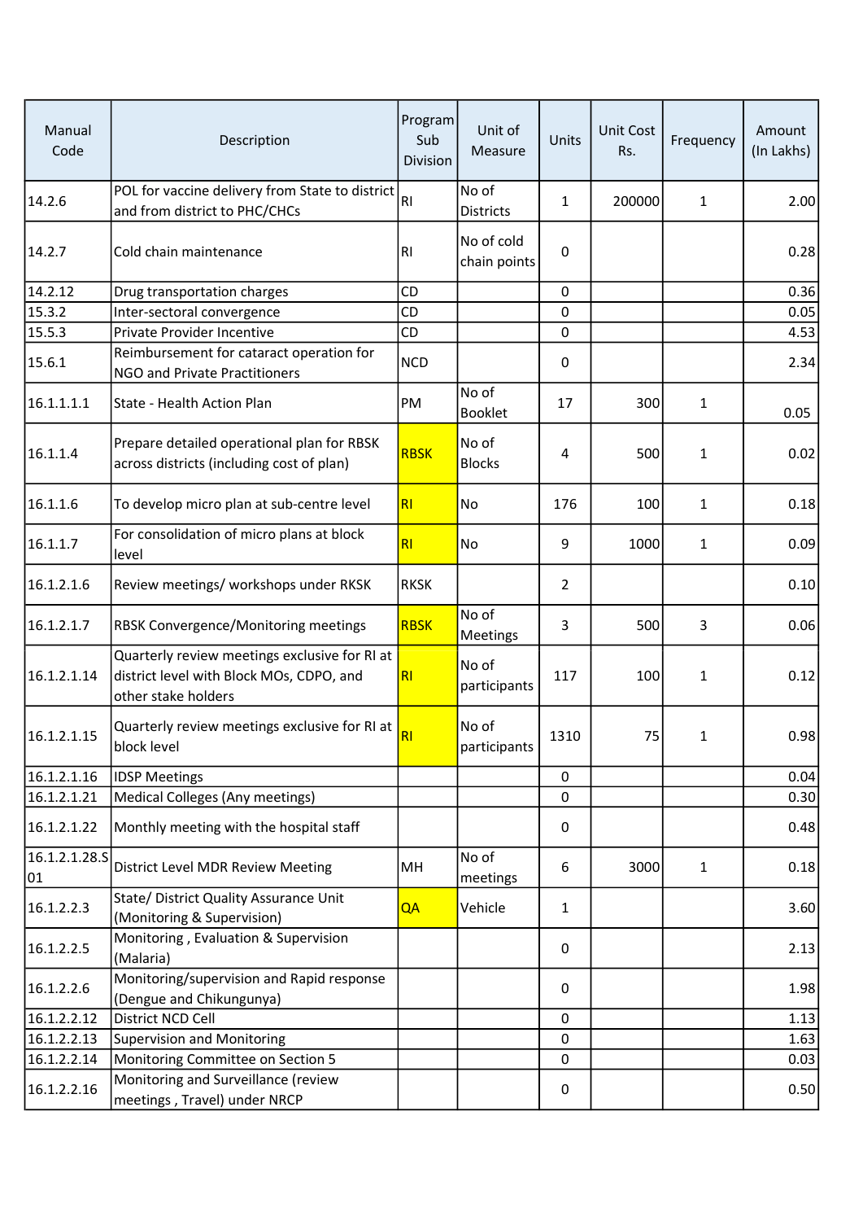| Manual Code | Description | Program Sub Division | Unit of Measure | Units | Unit Cost Rs. | Frequency | Amount (In Lakhs) |
|---|---|---|---|---|---|---|---|
| 14.2.6 | POL for vaccine delivery from State to district and from district to PHC/CHCs | RI | No of Districts | 1 | 200000 | 1 | 2.00 |
| 14.2.7 | Cold chain maintenance | RI | No of cold chain points | 0 | | | 0.28 |
| 14.2.12 | Drug transportation charges | CD | | 0 | | | 0.36 |
| 15.3.2 | Inter-sectoral convergence | CD | | 0 | | | 0.05 |
| 15.5.3 | Private Provider Incentive | CD | | 0 | | | 4.53 |
| 15.6.1 | Reimbursement for cataract operation for NGO and Private Practitioners | NCD | | 0 | | | 2.34 |
| 16.1.1.1.1 | State - Health Action Plan | PM | No of Booklet | 17 | 300 | 1 | 0.05 |
| 16.1.1.4 | Prepare detailed operational plan for RBSK across districts (including cost of plan) | RBSK | No of Blocks | 4 | 500 | 1 | 0.02 |
| 16.1.1.6 | To develop micro plan at sub-centre level | RI | No | 176 | 100 | 1 | 0.18 |
| 16.1.1.7 | For consolidation of micro plans at block level | RI | No | 9 | 1000 | 1 | 0.09 |
| 16.1.2.1.6 | Review meetings/ workshops under RKSK | RKSK | | 2 | | | 0.10 |
| 16.1.2.1.7 | RBSK Convergence/Monitoring meetings | RBSK | No of Meetings | 3 | 500 | 3 | 0.06 |
| 16.1.2.1.14 | Quarterly review meetings exclusive for RI at district level with Block MOs, CDPO, and other stake holders | RI | No of participants | 117 | 100 | 1 | 0.12 |
| 16.1.2.1.15 | Quarterly review meetings exclusive for RI at block level | RI | No of participants | 1310 | 75 | 1 | 0.98 |
| 16.1.2.1.16 | IDSP Meetings | | | 0 | | | 0.04 |
| 16.1.2.1.21 | Medical Colleges (Any meetings) | | | 0 | | | 0.30 |
| 16.1.2.1.22 | Monthly meeting with the hospital staff | | | 0 | | | 0.48 |
| 16.1.2.1.28.S01 | District Level MDR Review Meeting | MH | No of meetings | 6 | 3000 | 1 | 0.18 |
| 16.1.2.2.3 | State/ District Quality Assurance Unit (Monitoring & Supervision) | QA | Vehicle | 1 | | | 3.60 |
| 16.1.2.2.5 | Monitoring , Evaluation & Supervision (Malaria) | | | 0 | | | 2.13 |
| 16.1.2.2.6 | Monitoring/supervision and Rapid response (Dengue and Chikungunya) | | | 0 | | | 1.98 |
| 16.1.2.2.12 | District NCD Cell | | | 0 | | | 1.13 |
| 16.1.2.2.13 | Supervision and Monitoring | | | 0 | | | 1.63 |
| 16.1.2.2.14 | Monitoring Committee on Section 5 | | | 0 | | | 0.03 |
| 16.1.2.2.16 | Monitoring and Surveillance (review meetings , Travel) under NRCP | | | 0 | | | 0.50 |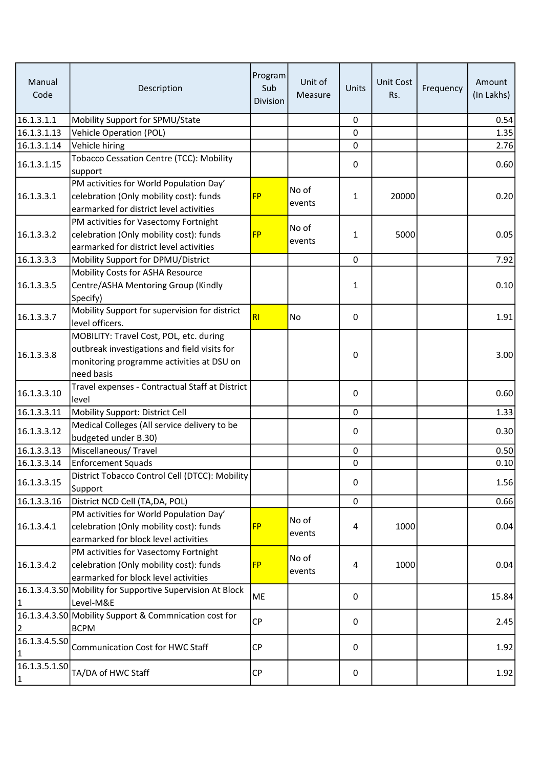| Manual Code | Description | Program Sub Division | Unit of Measure | Units | Unit Cost Rs. | Frequency | Amount (In Lakhs) |
|---|---|---|---|---|---|---|---|
| 16.1.3.1.1 | Mobility Support for SPMU/State | | | 0 | | | 0.54 |
| 16.1.3.1.13 | Vehicle Operation (POL) | | | 0 | | | 1.35 |
| 16.1.3.1.14 | Vehicle hiring | | | 0 | | | 2.76 |
| 16.1.3.1.15 | Tobacco Cessation Centre (TCC): Mobility support | | | 0 | | | 0.60 |
| 16.1.3.3.1 | PM activities for World Population Day' celebration (Only mobility cost): funds earmarked for district level activities | FP | No of events | 1 | 20000 | | 0.20 |
| 16.1.3.3.2 | PM activities for Vasectomy Fortnight celebration (Only mobility cost): funds earmarked for district level activities | FP | No of events | 1 | 5000 | | 0.05 |
| 16.1.3.3.3 | Mobility Support for DPMU/District | | | 0 | | | 7.92 |
| 16.1.3.3.5 | Mobility Costs for ASHA Resource Centre/ASHA Mentoring Group (Kindly Specify) | | | 1 | | | 0.10 |
| 16.1.3.3.7 | Mobility Support for supervision for district level officers. | RI | No | 0 | | | 1.91 |
| 16.1.3.3.8 | MOBILITY: Travel Cost, POL, etc. during outbreak investigations and field visits for monitoring programme activities at DSU on need basis | | | 0 | | | 3.00 |
| 16.1.3.3.10 | Travel expenses - Contractual Staff at District level | | | 0 | | | 0.60 |
| 16.1.3.3.11 | Mobility Support: District Cell | | | 0 | | | 1.33 |
| 16.1.3.3.12 | Medical Colleges (All service delivery to be budgeted under B.30) | | | 0 | | | 0.30 |
| 16.1.3.3.13 | Miscellaneous/ Travel | | | 0 | | | 0.50 |
| 16.1.3.3.14 | Enforcement Squads | | | 0 | | | 0.10 |
| 16.1.3.3.15 | District Tobacco Control Cell (DTCC): Mobility Support | | | 0 | | | 1.56 |
| 16.1.3.3.16 | District NCD Cell (TA,DA, POL) | | | 0 | | | 0.66 |
| 16.1.3.4.1 | PM activities for World Population Day' celebration (Only mobility cost): funds earmarked for block level activities | FP | No of events | 4 | 1000 | | 0.04 |
| 16.1.3.4.2 | PM activities for Vasectomy Fortnight celebration (Only mobility cost): funds earmarked for block level activities | FP | No of events | 4 | 1000 | | 0.04 |
| 16.1.3.4.3.S01 | Mobility for Supportive Supervision At Block Level-M&E | ME | | 0 | | | 15.84 |
| 16.1.3.4.3.S02 | Mobility Support & Commnication cost for BCPM | CP | | 0 | | | 2.45 |
| 16.1.3.4.5.S01 | Communication Cost for HWC Staff | CP | | 0 | | | 1.92 |
| 16.1.3.5.1.S01 | TA/DA of HWC Staff | CP | | 0 | | | 1.92 |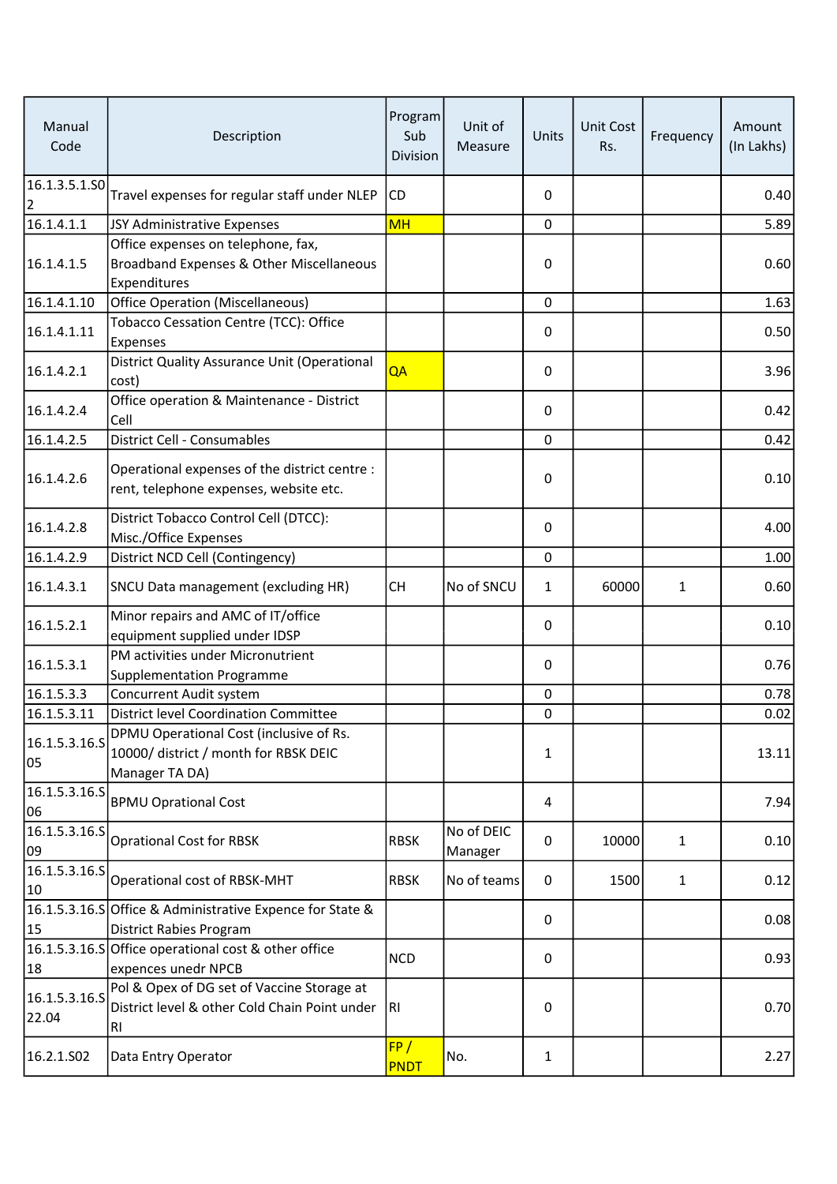| Manual Code | Description | Program Sub Division | Unit of Measure | Units | Unit Cost Rs. | Frequency | Amount (In Lakhs) |
|---|---|---|---|---|---|---|---|
| 16.1.3.5.1.S02 | Travel expenses for regular staff under NLEP | CD | | 0 | | | 0.40 |
| 16.1.4.1.1 | JSY Administrative Expenses | MH | | 0 | | | 5.89 |
| 16.1.4.1.5 | Office expenses on telephone, fax, Broadband Expenses & Other Miscellaneous Expenditures | | | 0 | | | 0.60 |
| 16.1.4.1.10 | Office Operation (Miscellaneous) | | | 0 | | | 1.63 |
| 16.1.4.1.11 | Tobacco Cessation Centre (TCC): Office Expenses | | | 0 | | | 0.50 |
| 16.1.4.2.1 | District Quality Assurance Unit (Operational cost) | QA | | 0 | | | 3.96 |
| 16.1.4.2.4 | Office operation & Maintenance - District Cell | | | 0 | | | 0.42 |
| 16.1.4.2.5 | District Cell - Consumables | | | 0 | | | 0.42 |
| 16.1.4.2.6 | Operational expenses of the district centre : rent, telephone expenses, website etc. | | | 0 | | | 0.10 |
| 16.1.4.2.8 | District Tobacco Control Cell (DTCC): Misc./Office Expenses | | | 0 | | | 4.00 |
| 16.1.4.2.9 | District NCD Cell (Contingency) | | | 0 | | | 1.00 |
| 16.1.4.3.1 | SNCU Data management (excluding HR) | CH | No of SNCU | 1 | 60000 | 1 | 0.60 |
| 16.1.5.2.1 | Minor repairs and AMC of IT/office equipment supplied under IDSP | | | 0 | | | 0.10 |
| 16.1.5.3.1 | PM activities under Micronutrient Supplementation Programme | | | 0 | | | 0.76 |
| 16.1.5.3.3 | Concurrent Audit system | | | 0 | | | 0.78 |
| 16.1.5.3.11 | District level Coordination Committee | | | 0 | | | 0.02 |
| 16.1.5.3.16.S05 | DPMU Operational Cost (inclusive of Rs. 10000/ district / month for RBSK DEIC Manager TA DA) | | | 1 | | | 13.11 |
| 16.1.5.3.16.S06 | BPMU Oprational Cost | | | 4 | | | 7.94 |
| 16.1.5.3.16.S09 | Oprational Cost for RBSK | RBSK | No of DEIC Manager | 0 | 10000 | 1 | 0.10 |
| 16.1.5.3.16.S10 | Operational cost of RBSK-MHT | RBSK | No of teams | 0 | 1500 | 1 | 0.12 |
| 16.1.5.3.16.S15 | Office & Administrative Expence for State & District Rabies Program | | | 0 | | | 0.08 |
| 16.1.5.3.16.S18 | Office operational cost & other office expences unedr NPCB | NCD | | 0 | | | 0.93 |
| 16.1.5.3.16.S22.04 | Pol & Opex of DG set of Vaccine Storage at District level & other Cold Chain Point under RI | RI | | 0 | | | 0.70 |
| 16.2.1.S02 | Data Entry Operator | FP / PNDT | No. | 1 | | | 2.27 |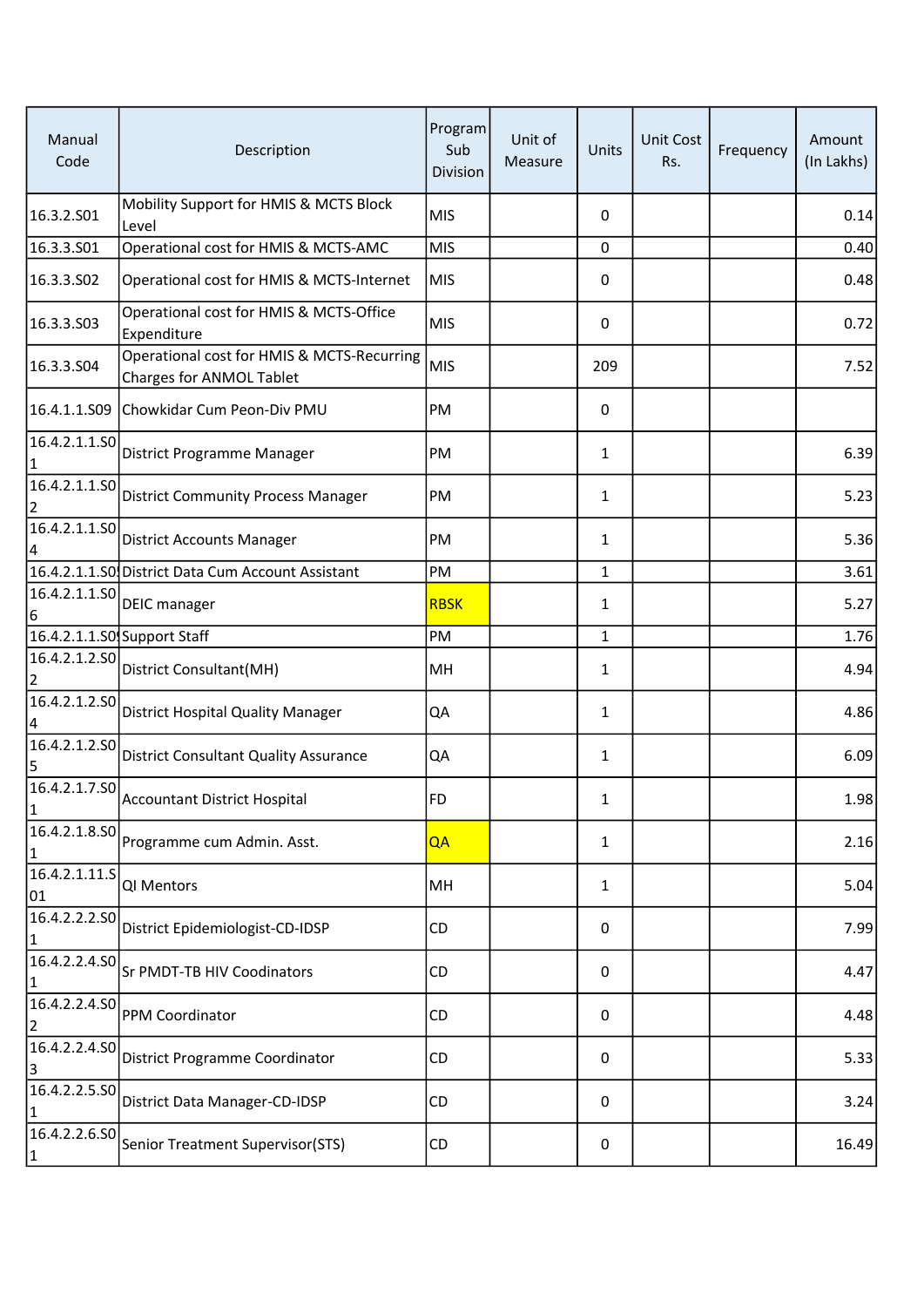| Manual Code | Description | Program Sub Division | Unit of Measure | Units | Unit Cost Rs. | Frequency | Amount (In Lakhs) |
|---|---|---|---|---|---|---|---|
| 16.3.2.S01 | Mobility Support for HMIS & MCTS Block Level | MIS | | 0 | | | 0.14 |
| 16.3.3.S01 | Operational cost for HMIS & MCTS-AMC | MIS | | 0 | | | 0.40 |
| 16.3.3.S02 | Operational cost for HMIS & MCTS-Internet | MIS | | 0 | | | 0.48 |
| 16.3.3.S03 | Operational cost for HMIS & MCTS-Office Expenditure | MIS | | 0 | | | 0.72 |
| 16.3.3.S04 | Operational cost for HMIS & MCTS-Recurring Charges for ANMOL Tablet | MIS | | 209 | | | 7.52 |
| 16.4.1.1.S09 | Chowkidar Cum Peon-Div PMU | PM | | 0 | | | |
| 16.4.2.1.1.S01 | District Programme Manager | PM | | 1 | | | 6.39 |
| 16.4.2.1.1.S02 | District Community Process Manager | PM | | 1 | | | 5.23 |
| 16.4.2.1.1.S04 | District Accounts Manager | PM | | 1 | | | 5.36 |
| 16.4.2.1.1.S05 | District Data Cum Account Assistant | PM | | 1 | | | 3.61 |
| 16.4.2.1.1.S06 | DEIC manager | RBSK | | 1 | | | 5.27 |
| 16.4.2.1.1.S09 | Support Staff | PM | | 1 | | | 1.76 |
| 16.4.2.1.2.S02 | District Consultant(MH) | MH | | 1 | | | 4.94 |
| 16.4.2.1.2.S04 | District Hospital Quality Manager | QA | | 1 | | | 4.86 |
| 16.4.2.1.2.S05 | District Consultant Quality Assurance | QA | | 1 | | | 6.09 |
| 16.4.2.1.7.S01 | Accountant District Hospital | FD | | 1 | | | 1.98 |
| 16.4.2.1.8.S01 | Programme cum Admin. Asst. | QA | | 1 | | | 2.16 |
| 16.4.2.1.11.S01 | QI Mentors | MH | | 1 | | | 5.04 |
| 16.4.2.2.2.S01 | District Epidemiologist-CD-IDSP | CD | | 0 | | | 7.99 |
| 16.4.2.2.4.S01 | Sr PMDT-TB HIV Coodinators | CD | | 0 | | | 4.47 |
| 16.4.2.2.4.S02 | PPM Coordinator | CD | | 0 | | | 4.48 |
| 16.4.2.2.4.S03 | District Programme Coordinator | CD | | 0 | | | 5.33 |
| 16.4.2.2.5.S01 | District Data Manager-CD-IDSP | CD | | 0 | | | 3.24 |
| 16.4.2.2.6.S01 | Senior Treatment Supervisor(STS) | CD | | 0 | | | 16.49 |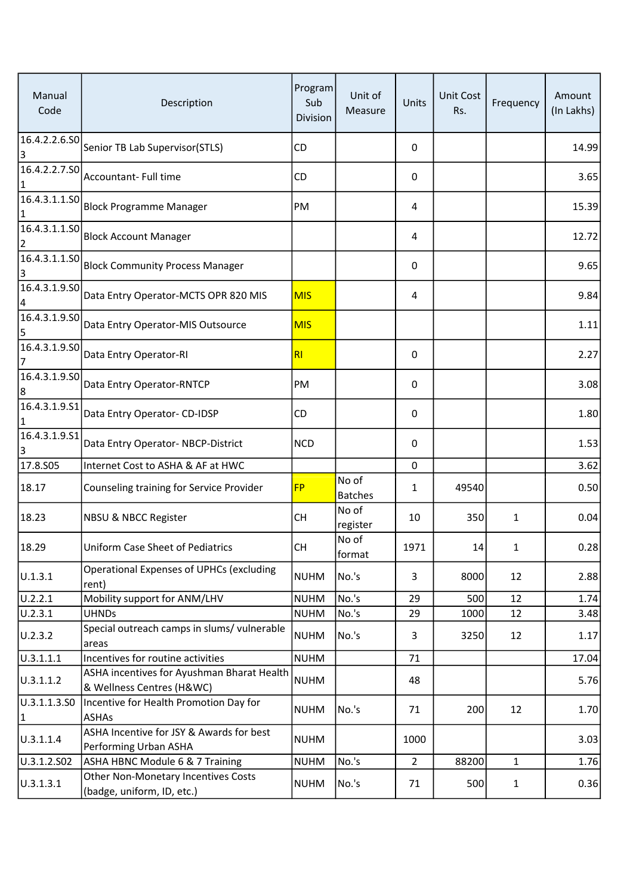| Manual Code | Description | Program Sub Division | Unit of Measure | Units | Unit Cost Rs. | Frequency | Amount (In Lakhs) |
|---|---|---|---|---|---|---|---|
| 16.4.2.2.6.S03 | Senior TB Lab Supervisor(STLS) | CD | | 0 | | | 14.99 |
| 16.4.2.2.7.S01 | Accountant- Full time | CD | | 0 | | | 3.65 |
| 16.4.3.1.1.S01 | Block Programme Manager | PM | | 4 | | | 15.39 |
| 16.4.3.1.1.S02 | Block Account Manager | | | 4 | | | 12.72 |
| 16.4.3.1.1.S03 | Block Community Process Manager | | | 0 | | | 9.65 |
| 16.4.3.1.9.S04 | Data Entry Operator-MCTS OPR 820 MIS | MIS | | 4 | | | 9.84 |
| 16.4.3.1.9.S05 | Data Entry Operator-MIS Outsource | MIS | | | | | 1.11 |
| 16.4.3.1.9.S07 | Data Entry Operator-RI | RI | | 0 | | | 2.27 |
| 16.4.3.1.9.S08 | Data Entry Operator-RNTCP | PM | | 0 | | | 3.08 |
| 16.4.3.1.9.S11 | Data Entry Operator- CD-IDSP | CD | | 0 | | | 1.80 |
| 16.4.3.1.9.S13 | Data Entry Operator- NBCP-District | NCD | | 0 | | | 1.53 |
| 17.8.S05 | Internet Cost to ASHA & AF at HWC | | | 0 | | | 3.62 |
| 18.17 | Counseling training for Service Provider | FP | No of Batches | 1 | 49540 | | 0.50 |
| 18.23 | NBSU & NBCC Register | CH | No of register | 10 | 350 | 1 | 0.04 |
| 18.29 | Uniform Case Sheet of Pediatrics | CH | No of format | 1971 | 14 | 1 | 0.28 |
| U.1.3.1 | Operational Expenses of UPHCs (excluding rent) | NUHM | No.'s | 3 | 8000 | 12 | 2.88 |
| U.2.2.1 | Mobility support for ANM/LHV | NUHM | No.'s | 29 | 500 | 12 | 1.74 |
| U.2.3.1 | UHNDs | NUHM | No.'s | 29 | 1000 | 12 | 3.48 |
| U.2.3.2 | Special outreach camps in slums/ vulnerable areas | NUHM | No.'s | 3 | 3250 | 12 | 1.17 |
| U.3.1.1.1 | Incentives for routine activities | NUHM | | 71 | | | 17.04 |
| U.3.1.1.2 | ASHA incentives for Ayushman Bharat Health & Wellness Centres (H&WC) | NUHM | | 48 | | | 5.76 |
| U.3.1.1.3.S01 | Incentive for Health Promotion Day for ASHAs | NUHM | No.'s | 71 | 200 | 12 | 1.70 |
| U.3.1.1.4 | ASHA Incentive for JSY & Awards for best Performing Urban ASHA | NUHM | | 1000 | | | 3.03 |
| U.3.1.2.S02 | ASHA HBNC Module 6 & 7 Training | NUHM | No.'s | 2 | 88200 | 1 | 1.76 |
| U.3.1.3.1 | Other Non-Monetary Incentives Costs (badge, uniform, ID, etc.) | NUHM | No.'s | 71 | 500 | 1 | 0.36 |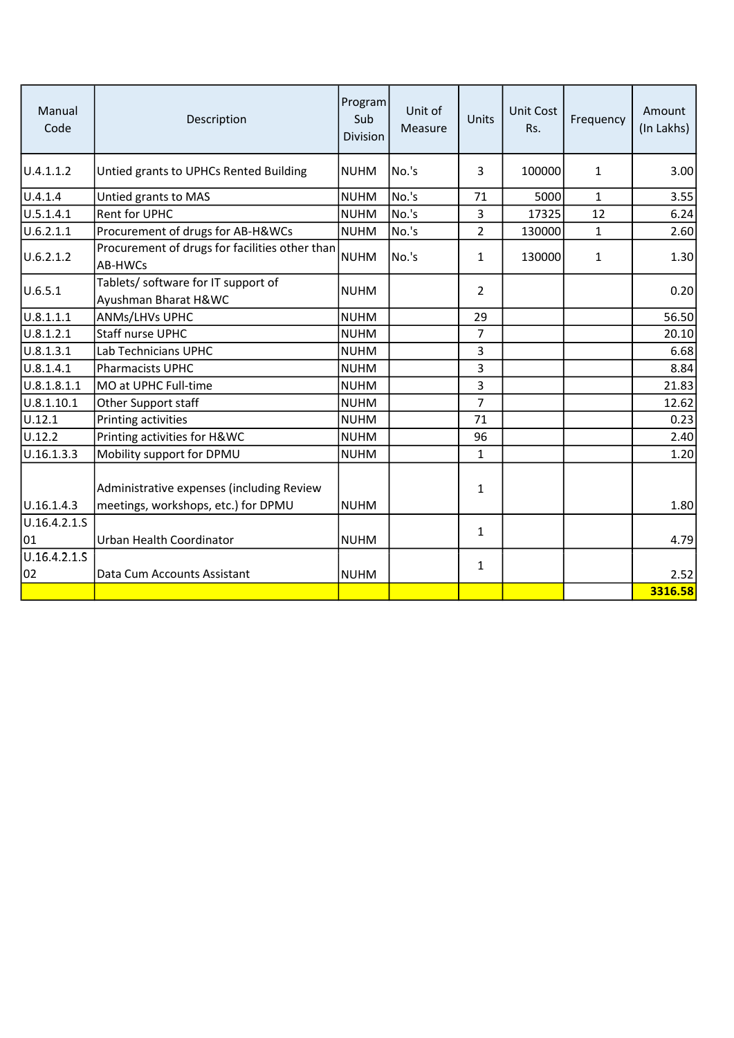| Manual Code | Description | Program Sub Division | Unit of Measure | Units | Unit Cost Rs. | Frequency | Amount (In Lakhs) |
|---|---|---|---|---|---|---|---|
| U.4.1.1.2 | Untied grants to UPHCs Rented Building | NUHM | No.'s | 3 | 100000 | 1 | 3.00 |
| U.4.1.4 | Untied grants to MAS | NUHM | No.'s | 71 | 5000 | 1 | 3.55 |
| U.5.1.4.1 | Rent for UPHC | NUHM | No.'s | 3 | 17325 | 12 | 6.24 |
| U.6.2.1.1 | Procurement of drugs for AB-H&WCs | NUHM | No.'s | 2 | 130000 | 1 | 2.60 |
| U.6.2.1.2 | Procurement of drugs for facilities other than AB-HWCs | NUHM | No.'s | 1 | 130000 | 1 | 1.30 |
| U.6.5.1 | Tablets/ software for IT support of Ayushman Bharat H&WC | NUHM | | 2 | | | 0.20 |
| U.8.1.1.1 | ANMs/LHVs UPHC | NUHM | | 29 | | | 56.50 |
| U.8.1.2.1 | Staff nurse UPHC | NUHM | | 7 | | | 20.10 |
| U.8.1.3.1 | Lab Technicians UPHC | NUHM | | 3 | | | 6.68 |
| U.8.1.4.1 | Pharmacists UPHC | NUHM | | 3 | | | 8.84 |
| U.8.1.8.1.1 | MO at UPHC Full-time | NUHM | | 3 | | | 21.83 |
| U.8.1.10.1 | Other Support staff | NUHM | | 7 | | | 12.62 |
| U.12.1 | Printing activities | NUHM | | 71 | | | 0.23 |
| U.12.2 | Printing activities for H&WC | NUHM | | 96 | | | 2.40 |
| U.16.1.3.3 | Mobility support for DPMU | NUHM | | 1 | | | 1.20 |
| U.16.1.4.3 | Administrative expenses (including Review meetings, workshops, etc.) for DPMU | NUHM | | 1 | | | 1.80 |
| U.16.4.2.1.S01 | Urban Health Coordinator | NUHM | | 1 | | | 4.79 |
| U.16.4.2.1.S02 | Data Cum Accounts Assistant | NUHM | | 1 | | | 2.52 |
| | | | | | | | **3316.58** |